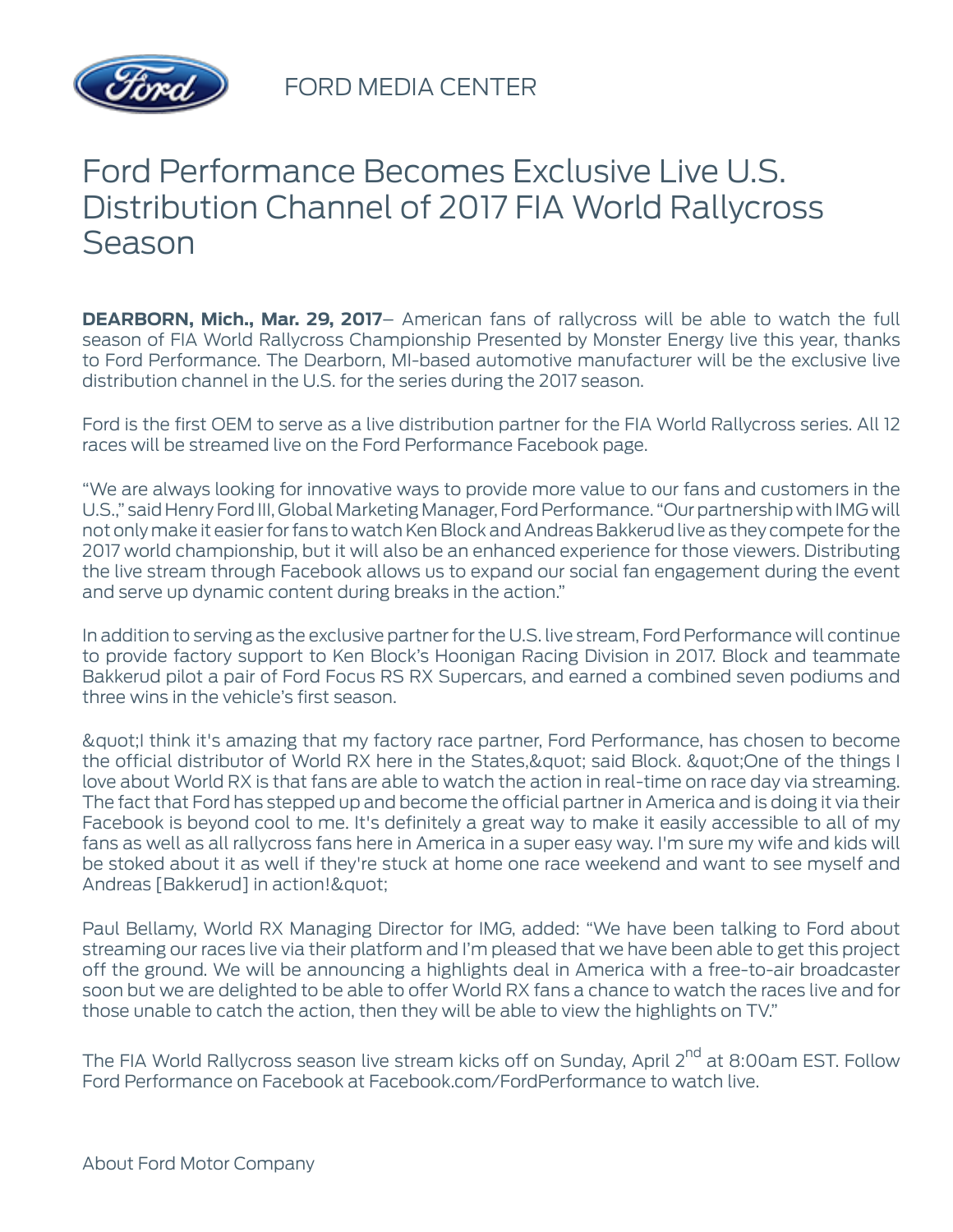FORD MEDIA CENTER

# Ford Performance Becomes Exclusive Live U.S. Distribution Channel of 2017 FIA World Rallycross Season

**DEARBORN, Mich., Mar. 29, 2017**– American fans of rallycross will be able to watch the full season of FIA World Rallycross Championship Presented by Monster Energy live this year, thanks to Ford Performance. The Dearborn, MI-based automotive manufacturer will be the exclusive live distribution channel in the U.S. for the series during the 2017 season.

Ford is the first OEM to serve as a live distribution partner for the FIA World Rallycross series. All 12 races will be streamed live on the Ford Performance Facebook page.

"We are always looking for innovative ways to provide more value to our fans and customers in the U.S.," said Henry Ford III, Global Marketing Manager, Ford Performance. "Our partnership with IMG will not only make it easier for fans to watch Ken Block and Andreas Bakkerud live as they compete for the 2017 world championship, but it will also be an enhanced experience for those viewers. Distributing the live stream through Facebook allows us to expand our social fan engagement during the event and serve up dynamic content during breaks in the action."

In addition to serving as the exclusive partner for the U.S. live stream, Ford Performance will continue to provide factory support to Ken Block's Hoonigan Racing Division in 2017. Block and teammate Bakkerud pilot a pair of Ford Focus RS RX Supercars, and earned a combined seven podiums and three wins in the vehicle's first season.

&quot;I think it's amazing that my factory race partner, Ford Performance, has chosen to become the official distributor of World RX here in the States,&quot; said Block. &quot;One of the things I love about World RX is that fans are able to watch the action in real-time on race day via streaming. The fact that Ford has stepped up and become the official partner in America and is doing it via their Facebook is beyond cool to me. It's definitely a great way to make it easily accessible to all of my fans as well as all rallycross fans here in America in a super easy way. I'm sure my wife and kids will be stoked about it as well if they're stuck at home one race weekend and want to see myself and Andreas [Bakkerud] in action!&quot;

Paul Bellamy, World RX Managing Director for IMG, added: "We have been talking to Ford about streaming our races live via their platform and I'm pleased that we have been able to get this project off the ground. We will be announcing a highlights deal in America with a free-to-air broadcaster soon but we are delighted to be able to offer World RX fans a chance to watch the races live and for those unable to catch the action, then they will be able to view the highlights on TV."

The FIA World Rallycross season live stream kicks off on Sunday, April 2nd at 8:00am EST. Follow Ford Performance on Facebook at Facebook.com/FordPerformance to watch live.

About Ford Motor Company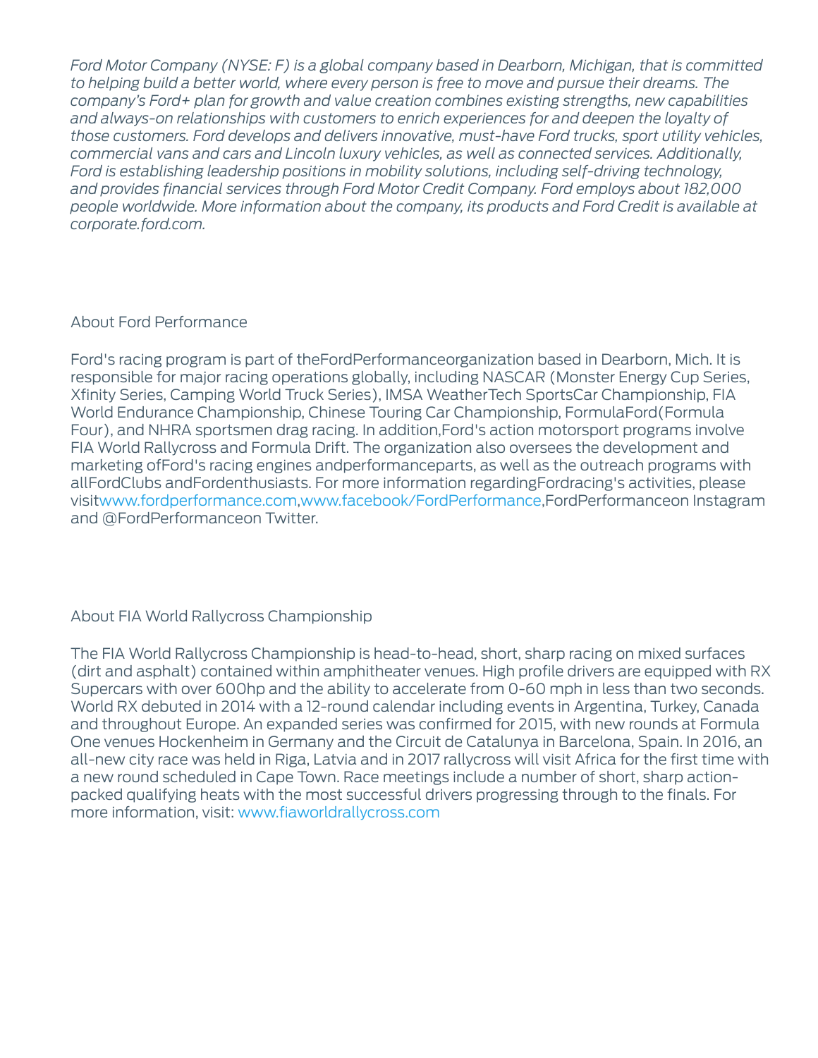*Ford Motor Company (NYSE: F) is a global company based in Dearborn, Michigan, that is committed to helping build a better world, where every person is free to move and pursue their dreams. The company's Ford+ plan for growth and value creation combines existing strengths, new capabilities and always-on relationships with customers to enrich experiences for and deepen the loyalty of those customers. Ford develops and delivers innovative, must-have Ford trucks, sport utility vehicles, commercial vans and cars and Lincoln luxury vehicles, as well as connected services. Additionally, Ford is establishing leadership positions in mobility solutions, including self-driving technology, and provides financial services through Ford Motor Credit Company. Ford employs about 182,000 people worldwide. More information about the company, its products and Ford Credit is available at corporate.ford.com.*

## About Ford Performance

Ford's racing program is part of theFordPerformanceorganization based in Dearborn, Mich. It is responsible for major racing operations globally, including NASCAR (Monster Energy Cup Series, Xfinity Series, Camping World Truck Series), IMSA WeatherTech SportsCar Championship, FIA World Endurance Championship, Chinese Touring Car Championship, FormulaFord(Formula Four), and NHRA sportsmen drag racing. In addition,Ford's action motorsport programs involve FIA World Rallycross and Formula Drift. The organization also oversees the development and marketing ofFord's racing engines andperformanceparts, as well as the outreach programs with allFordClubs andFordenthusiasts. For more information regardingFordracing's activities, please visitwww.fordperformance.com,www.facebook/FordPerformance,FordPerformanceon Instagram and @FordPerformanceon Twitter.

## About FIA World Rallycross Championship

The FIA World Rallycross Championship is head-to-head, short, sharp racing on mixed surfaces (dirt and asphalt) contained within amphitheater venues. High profile drivers are equipped with RX Supercars with over 600hp and the ability to accelerate from 0-60 mph in less than two seconds. World RX debuted in 2014 with a 12-round calendar including events in Argentina, Turkey, Canada and throughout Europe. An expanded series was confirmed for 2015, with new rounds at Formula One venues Hockenheim in Germany and the Circuit de Catalunya in Barcelona, Spain. In 2016, an all-new city race was held in Riga, Latvia and in 2017 rallycross will visit Africa for the first time with a new round scheduled in Cape Town. Race meetings include a number of short, sharp action-packed qualifying heats with the most successful drivers progressing through to the finals. For more information, visit: www.fiaworldrallycross.com